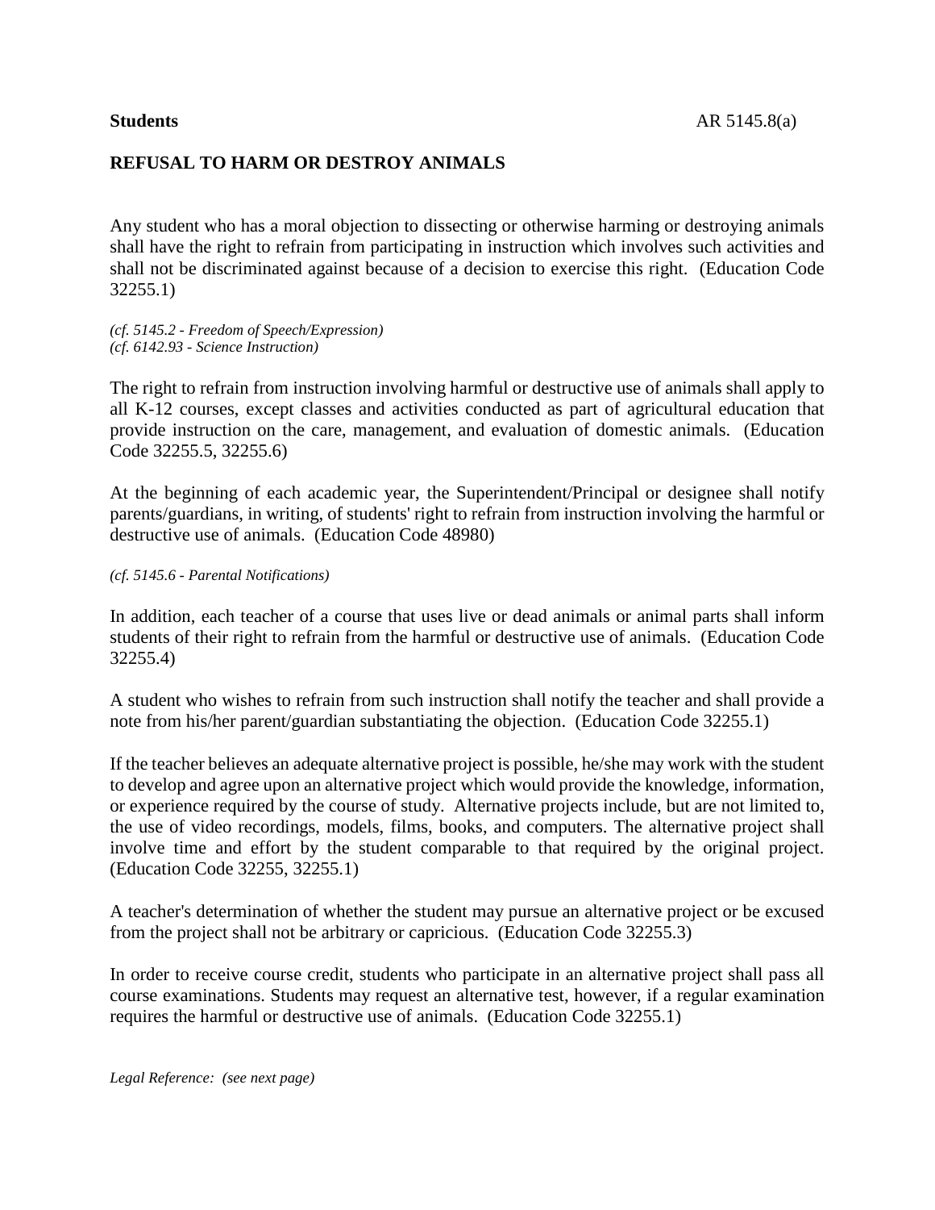**Students** AR 5145.8(a)

## REFUSAL TO HARM OR DESTROY ANIMALS

Any student who has a moral objection to dissecting or otherwise harming or destroying animals shall have the right to refrain from participating in instruction which involves such activities and shall not be discriminated against because of a decision to exercise this right. (Education Code 32255.1)

*(cf. 5145.2 - Freedom of Speech/Expression)*
*(cf. 6142.93 - Science Instruction)*

The right to refrain from instruction involving harmful or destructive use of animals shall apply to all K-12 courses, except classes and activities conducted as part of agricultural education that provide instruction on the care, management, and evaluation of domestic animals. (Education Code 32255.5, 32255.6)

At the beginning of each academic year, the Superintendent/Principal or designee shall notify parents/guardians, in writing, of students' right to refrain from instruction involving the harmful or destructive use of animals. (Education Code 48980)

*(cf. 5145.6 - Parental Notifications)*

In addition, each teacher of a course that uses live or dead animals or animal parts shall inform students of their right to refrain from the harmful or destructive use of animals. (Education Code 32255.4)

A student who wishes to refrain from such instruction shall notify the teacher and shall provide a note from his/her parent/guardian substantiating the objection. (Education Code 32255.1)

If the teacher believes an adequate alternative project is possible, he/she may work with the student to develop and agree upon an alternative project which would provide the knowledge, information, or experience required by the course of study. Alternative projects include, but are not limited to, the use of video recordings, models, films, books, and computers. The alternative project shall involve time and effort by the student comparable to that required by the original project. (Education Code 32255, 32255.1)

A teacher's determination of whether the student may pursue an alternative project or be excused from the project shall not be arbitrary or capricious. (Education Code 32255.3)

In order to receive course credit, students who participate in an alternative project shall pass all course examinations. Students may request an alternative test, however, if a regular examination requires the harmful or destructive use of animals. (Education Code 32255.1)

*Legal Reference: (see next page)*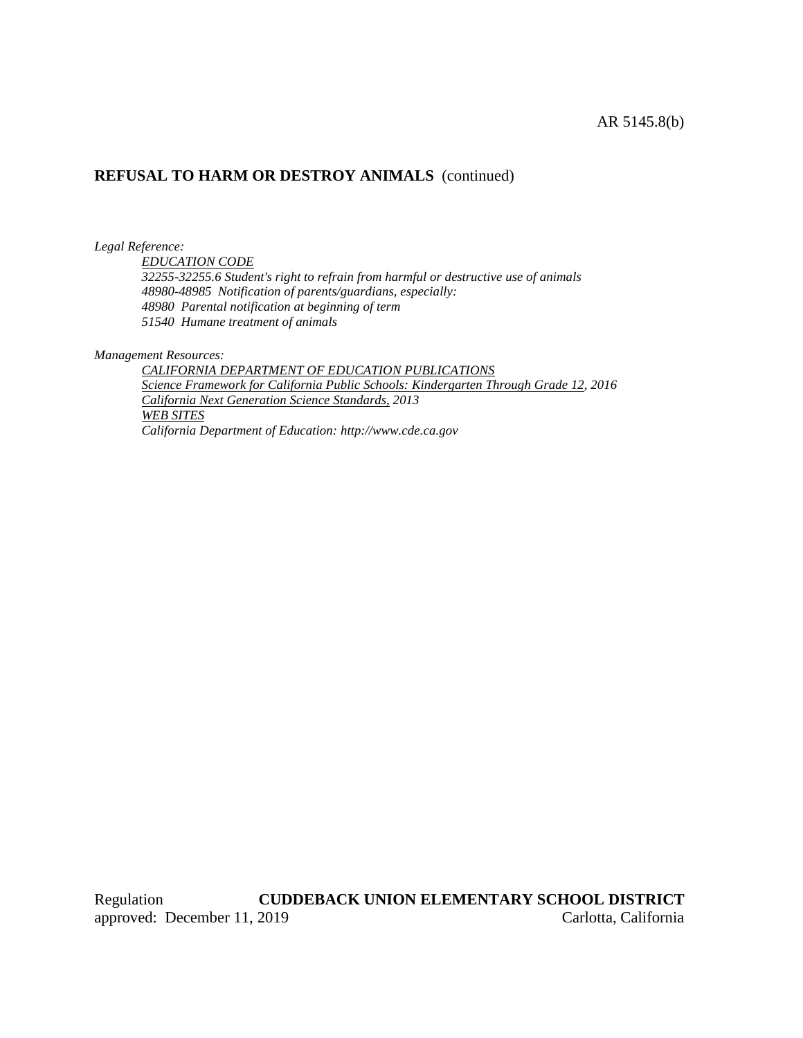## REFUSAL TO HARM OR DESTROY ANIMALS (continued)

*Legal Reference:*

*EDUCATION CODE*
*32255-32255.6 Student's right to refrain from harmful or destructive use of animals*
*48980-48985 Notification of parents/guardians, especially:*
*48980 Parental notification at beginning of term*
*51540 Humane treatment of animals*

*Management Resources:*

*CALIFORNIA DEPARTMENT OF EDUCATION PUBLICATIONS*
*Science Framework for California Public Schools: Kindergarten Through Grade 12, 2016*
*California Next Generation Science Standards, 2013*
*WEB SITES*
*California Department of Education: http://www.cde.ca.gov*

Regulation **CUDDEBACK UNION ELEMENTARY SCHOOL DISTRICT**
approved: December 11, 2019 Carlotta, California